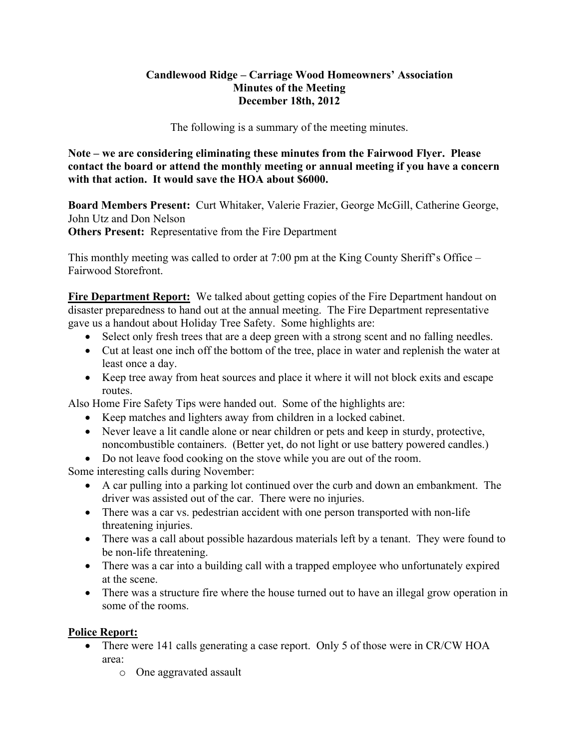# Candlewood Ridge – Carriage Wood Homeowners' Association
## Minutes of the Meeting
## December 18th, 2012

The following is a summary of the meeting minutes.

**Note – we are considering eliminating these minutes from the Fairwood Flyer. Please contact the board or attend the monthly meeting or annual meeting if you have a concern with that action. It would save the HOA about $6000.**

**Board Members Present:** Curt Whitaker, Valerie Frazier, George McGill, Catherine George, John Utz and Don Nelson
**Others Present:** Representative from the Fire Department

This monthly meeting was called to order at 7:00 pm at the King County Sheriff's Office – Fairwood Storefront.

**Fire Department Report:** We talked about getting copies of the Fire Department handout on disaster preparedness to hand out at the annual meeting. The Fire Department representative gave us a handout about Holiday Tree Safety. Some highlights are:

- Select only fresh trees that are a deep green with a strong scent and no falling needles.
- Cut at least one inch off the bottom of the tree, place in water and replenish the water at least once a day.
- Keep tree away from heat sources and place it where it will not block exits and escape routes.

Also Home Fire Safety Tips were handed out. Some of the highlights are:

- Keep matches and lighters away from children in a locked cabinet.
- Never leave a lit candle alone or near children or pets and keep in sturdy, protective, noncombustible containers. (Better yet, do not light or use battery powered candles.)
- Do not leave food cooking on the stove while you are out of the room.

Some interesting calls during November:

- A car pulling into a parking lot continued over the curb and down an embankment. The driver was assisted out of the car. There were no injuries.
- There was a car vs. pedestrian accident with one person transported with non-life threatening injuries.
- There was a call about possible hazardous materials left by a tenant. They were found to be non-life threatening.
- There was a car into a building call with a trapped employee who unfortunately expired at the scene.
- There was a structure fire where the house turned out to have an illegal grow operation in some of the rooms.

**Police Report:**

- There were 141 calls generating a case report. Only 5 of those were in CR/CW HOA area:
  - One aggravated assault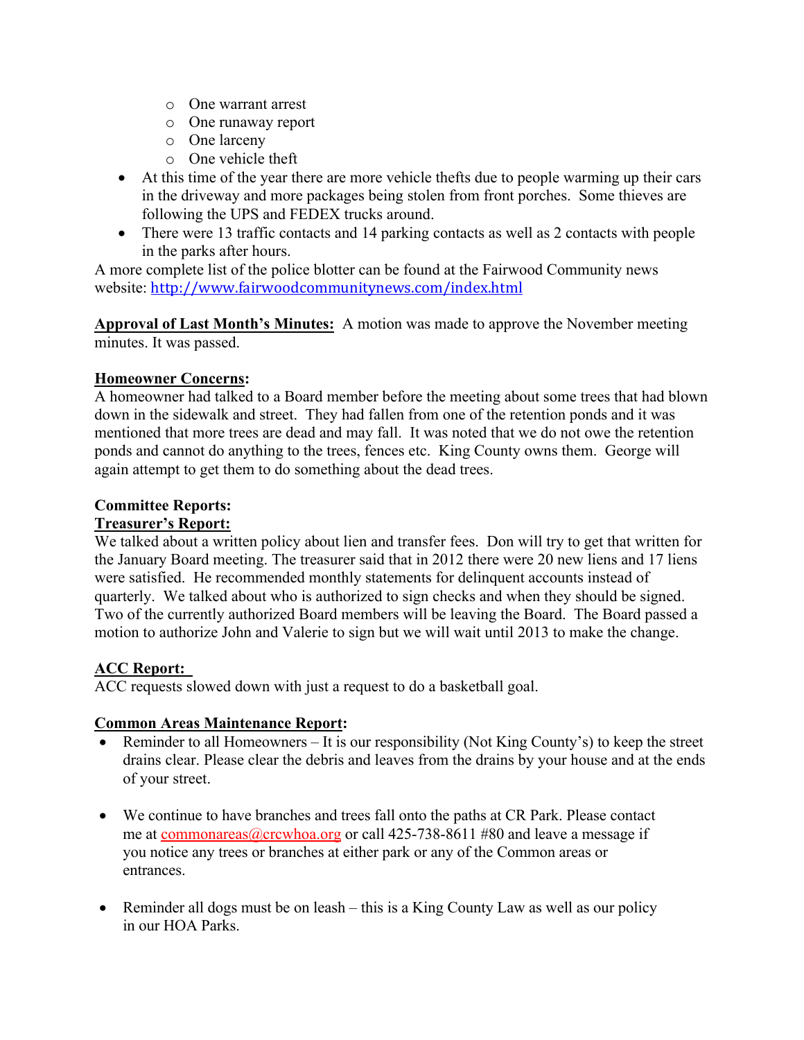- One warrant arrest
- One runaway report
- One larceny
- One vehicle theft

- At this time of the year there are more vehicle thefts due to people warming up their cars in the driveway and more packages being stolen from front porches. Some thieves are following the UPS and FEDEX trucks around.
- There were 13 traffic contacts and 14 parking contacts as well as 2 contacts with people in the parks after hours.

A more complete list of the police blotter can be found at the Fairwood Community news website: http://www.fairwoodcommunitynews.com/index.html

**Approval of Last Month's Minutes:** A motion was made to approve the November meeting minutes. It was passed.

**Homeowner Concerns:**
A homeowner had talked to a Board member before the meeting about some trees that had blown down in the sidewalk and street. They had fallen from one of the retention ponds and it was mentioned that more trees are dead and may fall. It was noted that we do not owe the retention ponds and cannot do anything to the trees, fences etc. King County owns them. George will again attempt to get them to do something about the dead trees.

**Committee Reports:**

**Treasurer's Report:**
We talked about a written policy about lien and transfer fees. Don will try to get that written for the January Board meeting. The treasurer said that in 2012 there were 20 new liens and 17 liens were satisfied. He recommended monthly statements for delinquent accounts instead of quarterly. We talked about who is authorized to sign checks and when they should be signed. Two of the currently authorized Board members will be leaving the Board. The Board passed a motion to authorize John and Valerie to sign but we will wait until 2013 to make the change.

**ACC Report:**
ACC requests slowed down with just a request to do a basketball goal.

**Common Areas Maintenance Report:**

- Reminder to all Homeowners – It is our responsibility (Not King County's) to keep the street drains clear. Please clear the debris and leaves from the drains by your house and at the ends of your street.

- We continue to have branches and trees fall onto the paths at CR Park. Please contact me at commonareas@crcwhoa.org or call 425-738-8611 #80 and leave a message if you notice any trees or branches at either park or any of the Common areas or entrances.

- Reminder all dogs must be on leash – this is a King County Law as well as our policy in our HOA Parks.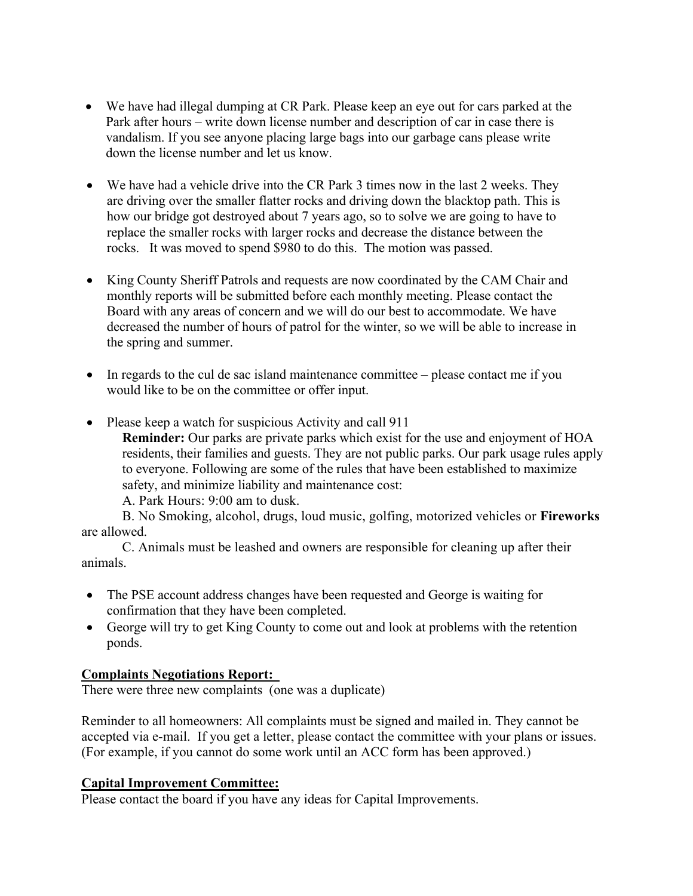- We have had illegal dumping at CR Park. Please keep an eye out for cars parked at the Park after hours – write down license number and description of car in case there is vandalism. If you see anyone placing large bags into our garbage cans please write down the license number and let us know.

- We have had a vehicle drive into the CR Park 3 times now in the last 2 weeks. They are driving over the smaller flatter rocks and driving down the blacktop path. This is how our bridge got destroyed about 7 years ago, so to solve we are going to have to replace the smaller rocks with larger rocks and decrease the distance between the rocks. It was moved to spend $980 to do this. The motion was passed.

- King County Sheriff Patrols and requests are now coordinated by the CAM Chair and monthly reports will be submitted before each monthly meeting. Please contact the Board with any areas of concern and we will do our best to accommodate. We have decreased the number of hours of patrol for the winter, so we will be able to increase in the spring and summer.

- In regards to the cul de sac island maintenance committee – please contact me if you would like to be on the committee or offer input.

- Please keep a watch for suspicious Activity and call 911

  **Reminder:** Our parks are private parks which exist for the use and enjoyment of HOA residents, their families and guests. They are not public parks. Our park usage rules apply to everyone. Following are some of the rules that have been established to maximize safety, and minimize liability and maintenance cost:

  A. Park Hours: 9:00 am to dusk.

  B. No Smoking, alcohol, drugs, loud music, golfing, motorized vehicles or **Fireworks** are allowed.

  C. Animals must be leashed and owners are responsible for cleaning up after their animals.

- The PSE account address changes have been requested and George is waiting for confirmation that they have been completed.
- George will try to get King County to come out and look at problems with the retention ponds.

**Complaints Negotiations Report:**

There were three new complaints (one was a duplicate)

Reminder to all homeowners: All complaints must be signed and mailed in. They cannot be accepted via e-mail. If you get a letter, please contact the committee with your plans or issues. (For example, if you cannot do some work until an ACC form has been approved.)

**Capital Improvement Committee:**

Please contact the board if you have any ideas for Capital Improvements.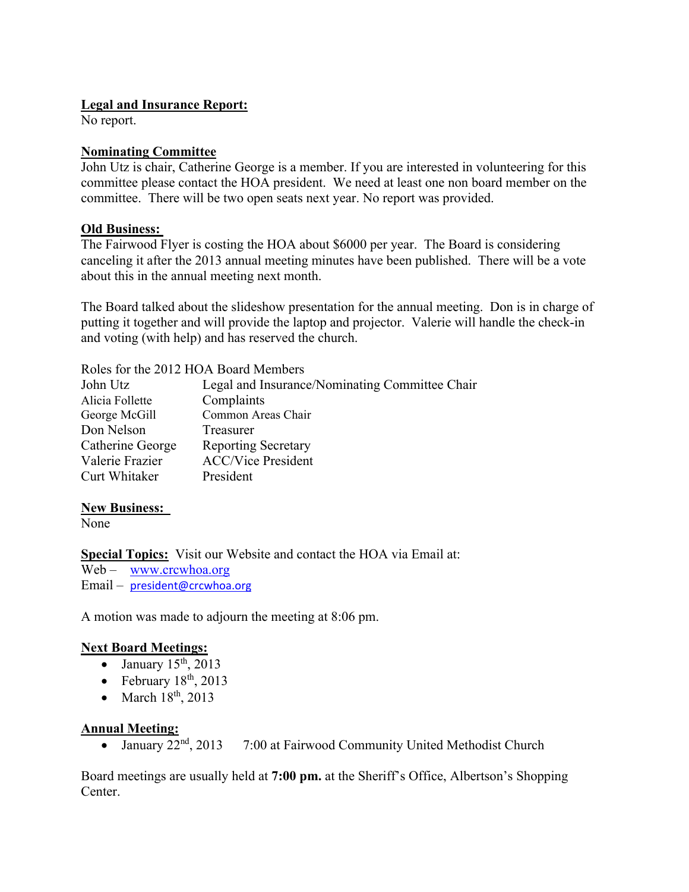**Legal and Insurance Report:**
No report.

**Nominating Committee**
John Utz is chair, Catherine George is a member. If you are interested in volunteering for this committee please contact the HOA president. We need at least one non board member on the committee. There will be two open seats next year. No report was provided.

**Old Business:**
The Fairwood Flyer is costing the HOA about $6000 per year. The Board is considering canceling it after the 2013 annual meeting minutes have been published. There will be a vote about this in the annual meeting next month.

The Board talked about the slideshow presentation for the annual meeting. Don is in charge of putting it together and will provide the laptop and projector. Valerie will handle the check-in and voting (with help) and has reserved the church.

Roles for the 2012 HOA Board Members

| | |
|---|---|
| John Utz | Legal and Insurance/Nominating Committee Chair |
| Alicia Follette | Complaints |
| George McGill | Common Areas Chair |
| Don Nelson | Treasurer |
| Catherine George | Reporting Secretary |
| Valerie Frazier | ACC/Vice President |
| Curt Whitaker | President |

**New Business:**
None

**Special Topics:** Visit our Website and contact the HOA via Email at:
Web – www.crcwhoa.org
Email – president@crcwhoa.org

A motion was made to adjourn the meeting at 8:06 pm.

**Next Board Meetings:**

- January 15th, 2013
- February 18th, 2013
- March 18th, 2013

**Annual Meeting:**

- January 22nd, 2013 7:00 at Fairwood Community United Methodist Church

Board meetings are usually held at **7:00 pm.** at the Sheriff's Office, Albertson's Shopping Center.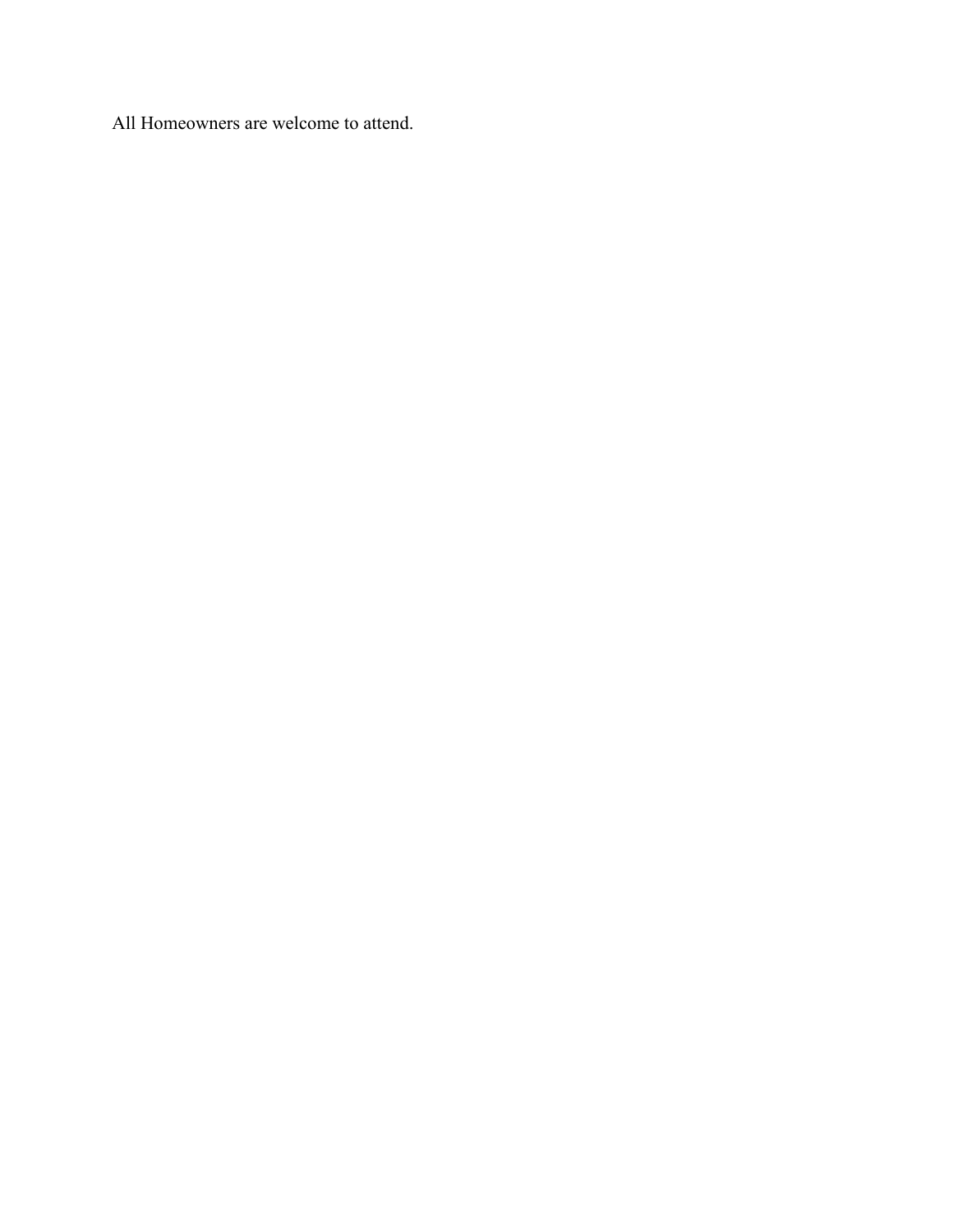All Homeowners are welcome to attend.